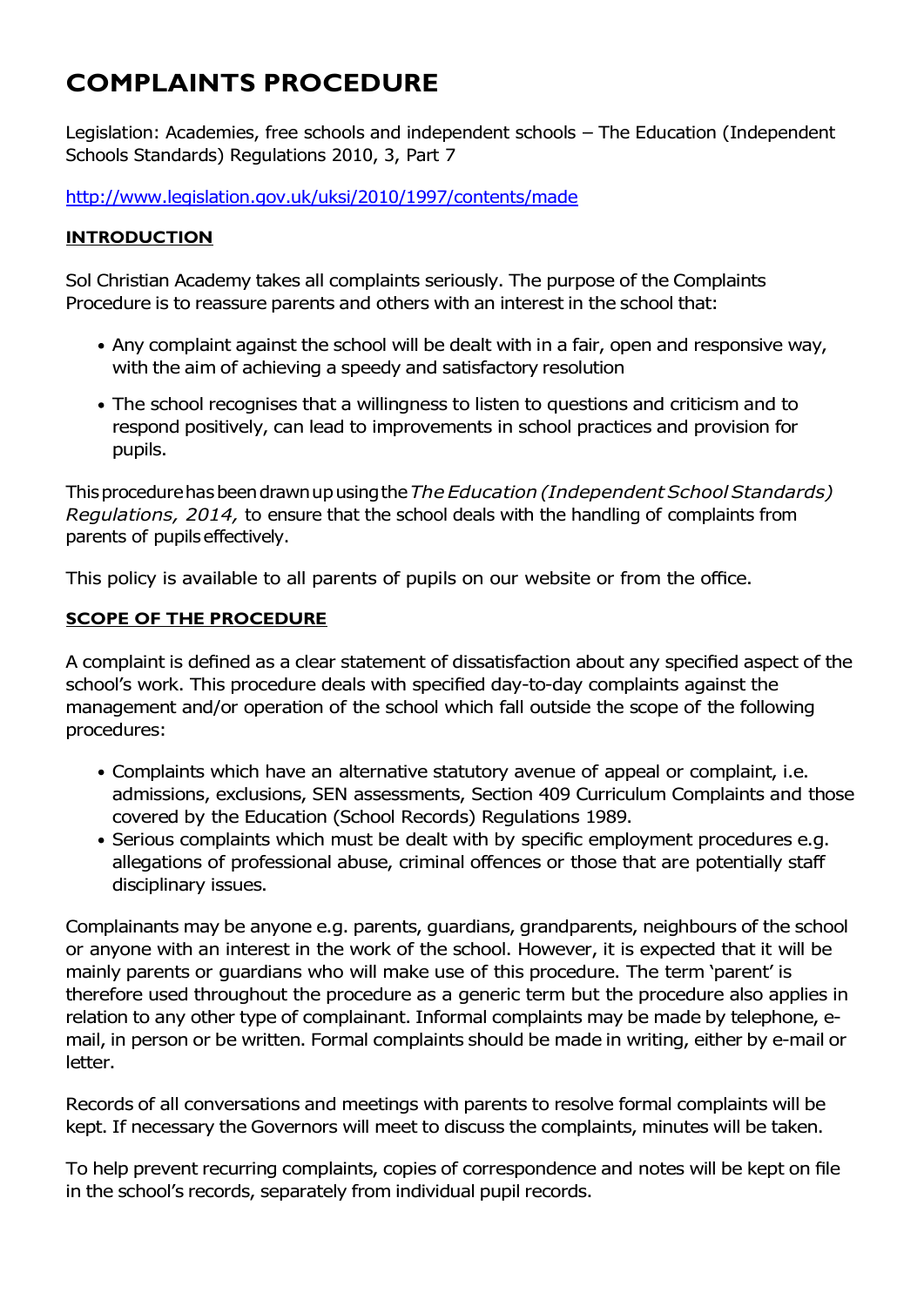# COMPLAINTS PROCEDURE

Legislation: Academies, free schools and independent schools – The Education (Independent Schools Standards) Regulations 2010, 3, Part 7

http://www.legislation.gov.uk/uksi/2010/1997/contents/made

## INTRODUCTION

Sol Christian Academy takes all complaints seriously. The purpose of the Complaints Procedure is to reassure parents and others with an interest in the school that:

- Any complaint against the school will be dealt with in a fair, open and responsive way, with the aim of achieving a speedy and satisfactory resolution
- The school recognises that a willingness to listen to questions and criticism and to respond positively, can lead to improvements in school practices and provision for pupils.

This procedure has been drawn up using the *The Education (Independent School Standards) Regulations, 2014,* to ensure that the school deals with the handling of complaints from parents of pupils effectively.

This policy is available to all parents of pupils on our website or from the office.

## SCOPE OF THE PROCEDURE

A complaint is defined as a clear statement of dissatisfaction about any specified aspect of the school's work. This procedure deals with specified day-to-day complaints against the management and/or operation of the school which fall outside the scope of the following procedures:

- Complaints which have an alternative statutory avenue of appeal or complaint, i.e. admissions, exclusions, SEN assessments, Section 409 Curriculum Complaints and those covered by the Education (School Records) Regulations 1989.
- Serious complaints which must be dealt with by specific employment procedures e.g. allegations of professional abuse, criminal offences or those that are potentially staff disciplinary issues.

Complainants may be anyone e.g. parents, guardians, grandparents, neighbours of the school or anyone with an interest in the work of the school. However, it is expected that it will be mainly parents or guardians who will make use of this procedure. The term 'parent' is therefore used throughout the procedure as a generic term but the procedure also applies in relation to any other type of complainant. Informal complaints may be made by telephone, e-mail, in person or be written. Formal complaints should be made in writing, either by e-mail or letter.

Records of all conversations and meetings with parents to resolve formal complaints will be kept. If necessary the Governors will meet to discuss the complaints, minutes will be taken.

To help prevent recurring complaints, copies of correspondence and notes will be kept on file in the school's records, separately from individual pupil records.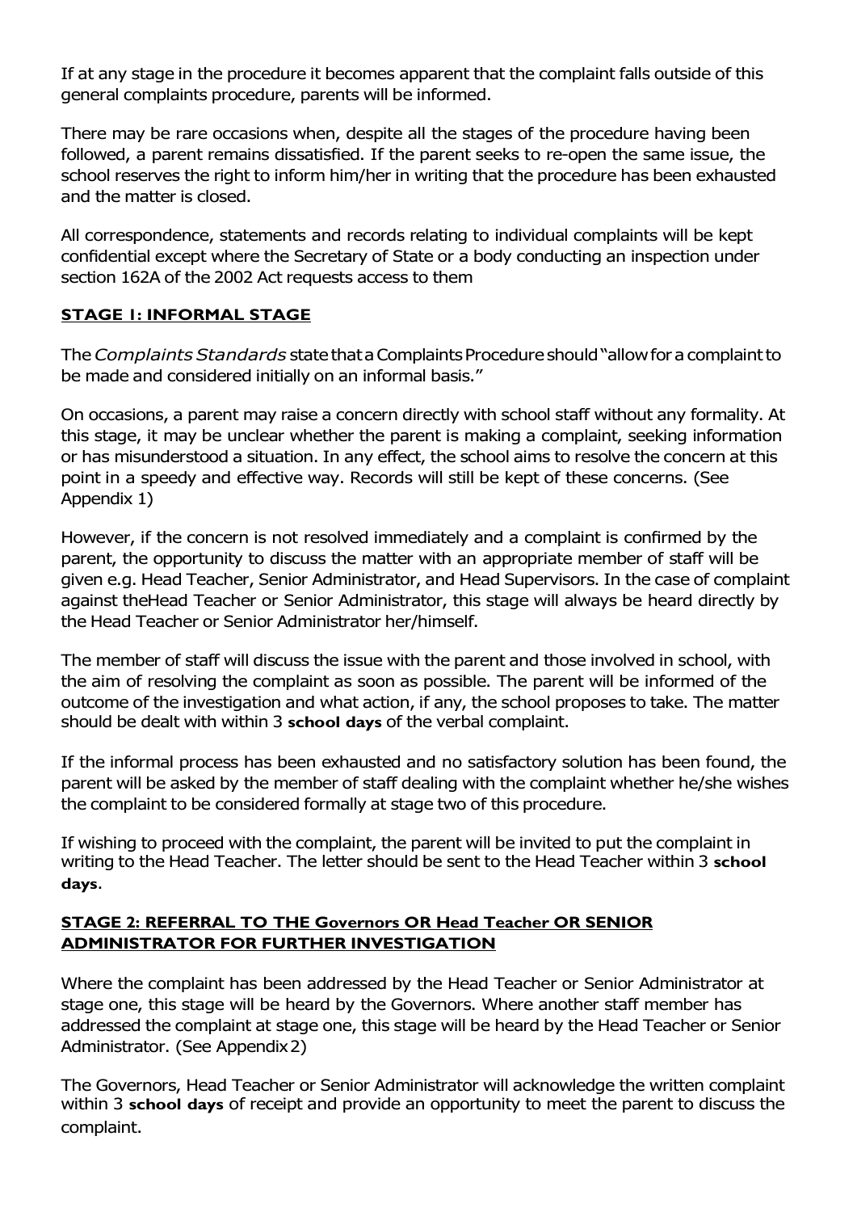If at any stage in the procedure it becomes apparent that the complaint falls outside of this general complaints procedure, parents will be informed.

There may be rare occasions when, despite all the stages of the procedure having been followed, a parent remains dissatisfied. If the parent seeks to re-open the same issue, the school reserves the right to inform him/her in writing that the procedure has been exhausted and the matter is closed.

All correspondence, statements and records relating to individual complaints will be kept confidential except where the Secretary of State or a body conducting an inspection under section 162A of the 2002 Act requests access to them

## STAGE 1: INFORMAL STAGE

The *Complaints Standards* state that a Complaints Procedure should "allow for a complaint to be made and considered initially on an informal basis."

On occasions, a parent may raise a concern directly with school staff without any formality. At this stage, it may be unclear whether the parent is making a complaint, seeking information or has misunderstood a situation. In any effect, the school aims to resolve the concern at this point in a speedy and effective way. Records will still be kept of these concerns. (See Appendix 1)

However, if the concern is not resolved immediately and a complaint is confirmed by the parent, the opportunity to discuss the matter with an appropriate member of staff will be given e.g. Head Teacher, Senior Administrator, and Head Supervisors. In the case of complaint against theHead Teacher or Senior Administrator, this stage will always be heard directly by the Head Teacher or Senior Administrator her/himself.

The member of staff will discuss the issue with the parent and those involved in school, with the aim of resolving the complaint as soon as possible. The parent will be informed of the outcome of the investigation and what action, if any, the school proposes to take. The matter should be dealt with within 3 **school days** of the verbal complaint.

If the informal process has been exhausted and no satisfactory solution has been found, the parent will be asked by the member of staff dealing with the complaint whether he/she wishes the complaint to be considered formally at stage two of this procedure.

If wishing to proceed with the complaint, the parent will be invited to put the complaint in writing to the Head Teacher. The letter should be sent to the Head Teacher within 3 **school days**.

## STAGE 2: REFERRAL TO THE Governors OR Head Teacher OR SENIOR ADMINISTRATOR FOR FURTHER INVESTIGATION

Where the complaint has been addressed by the Head Teacher or Senior Administrator at stage one, this stage will be heard by the Governors. Where another staff member has addressed the complaint at stage one, this stage will be heard by the Head Teacher or Senior Administrator. (See Appendix 2)

The Governors, Head Teacher or Senior Administrator will acknowledge the written complaint within 3 **school days** of receipt and provide an opportunity to meet the parent to discuss the complaint.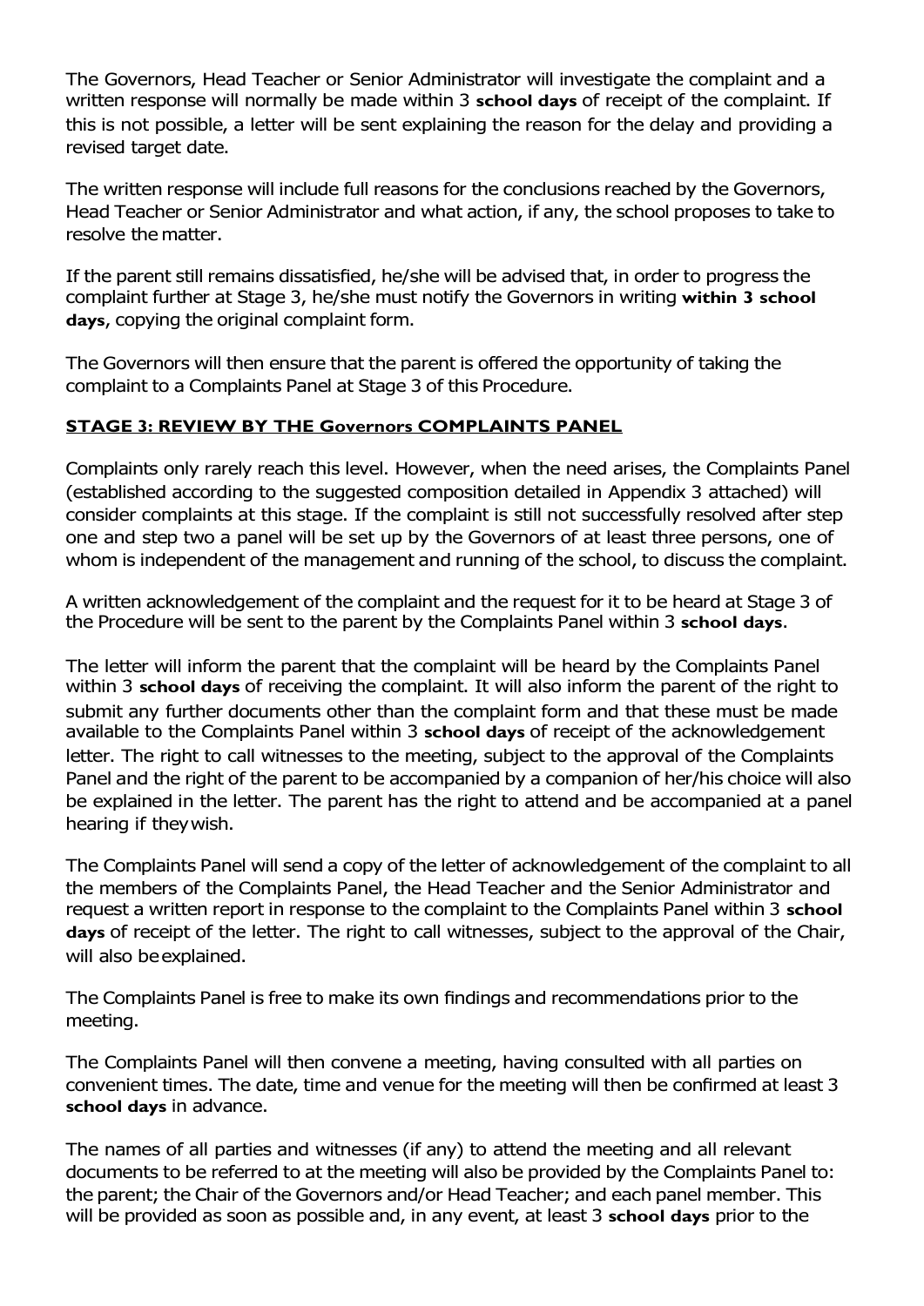The Governors, Head Teacher or Senior Administrator will investigate the complaint and a written response will normally be made within 3 **school days** of receipt of the complaint. If this is not possible, a letter will be sent explaining the reason for the delay and providing a revised target date.

The written response will include full reasons for the conclusions reached by the Governors, Head Teacher or Senior Administrator and what action, if any, the school proposes to take to resolve the matter.

If the parent still remains dissatisfied, he/she will be advised that, in order to progress the complaint further at Stage 3, he/she must notify the Governors in writing **within 3 school days**, copying the original complaint form.

The Governors will then ensure that the parent is offered the opportunity of taking the complaint to a Complaints Panel at Stage 3 of this Procedure.

**STAGE 3: REVIEW BY THE Governors COMPLAINTS PANEL**

Complaints only rarely reach this level. However, when the need arises, the Complaints Panel (established according to the suggested composition detailed in Appendix 3 attached) will consider complaints at this stage. If the complaint is still not successfully resolved after step one and step two a panel will be set up by the Governors of at least three persons, one of whom is independent of the management and running of the school, to discuss the complaint.

A written acknowledgement of the complaint and the request for it to be heard at Stage 3 of the Procedure will be sent to the parent by the Complaints Panel within 3 **school days**.

The letter will inform the parent that the complaint will be heard by the Complaints Panel within 3 **school days** of receiving the complaint. It will also inform the parent of the right to submit any further documents other than the complaint form and that these must be made available to the Complaints Panel within 3 **school days** of receipt of the acknowledgement letter. The right to call witnesses to the meeting, subject to the approval of the Complaints Panel and the right of the parent to be accompanied by a companion of her/his choice will also be explained in the letter. The parent has the right to attend and be accompanied at a panel hearing if they wish.

The Complaints Panel will send a copy of the letter of acknowledgement of the complaint to all the members of the Complaints Panel, the Head Teacher and the Senior Administrator and request a written report in response to the complaint to the Complaints Panel within 3 **school days** of receipt of the letter. The right to call witnesses, subject to the approval of the Chair, will also be explained.

The Complaints Panel is free to make its own findings and recommendations prior to the meeting.

The Complaints Panel will then convene a meeting, having consulted with all parties on convenient times. The date, time and venue for the meeting will then be confirmed at least 3 **school days** in advance.

The names of all parties and witnesses (if any) to attend the meeting and all relevant documents to be referred to at the meeting will also be provided by the Complaints Panel to: the parent; the Chair of the Governors and/or Head Teacher; and each panel member. This will be provided as soon as possible and, in any event, at least 3 **school days** prior to the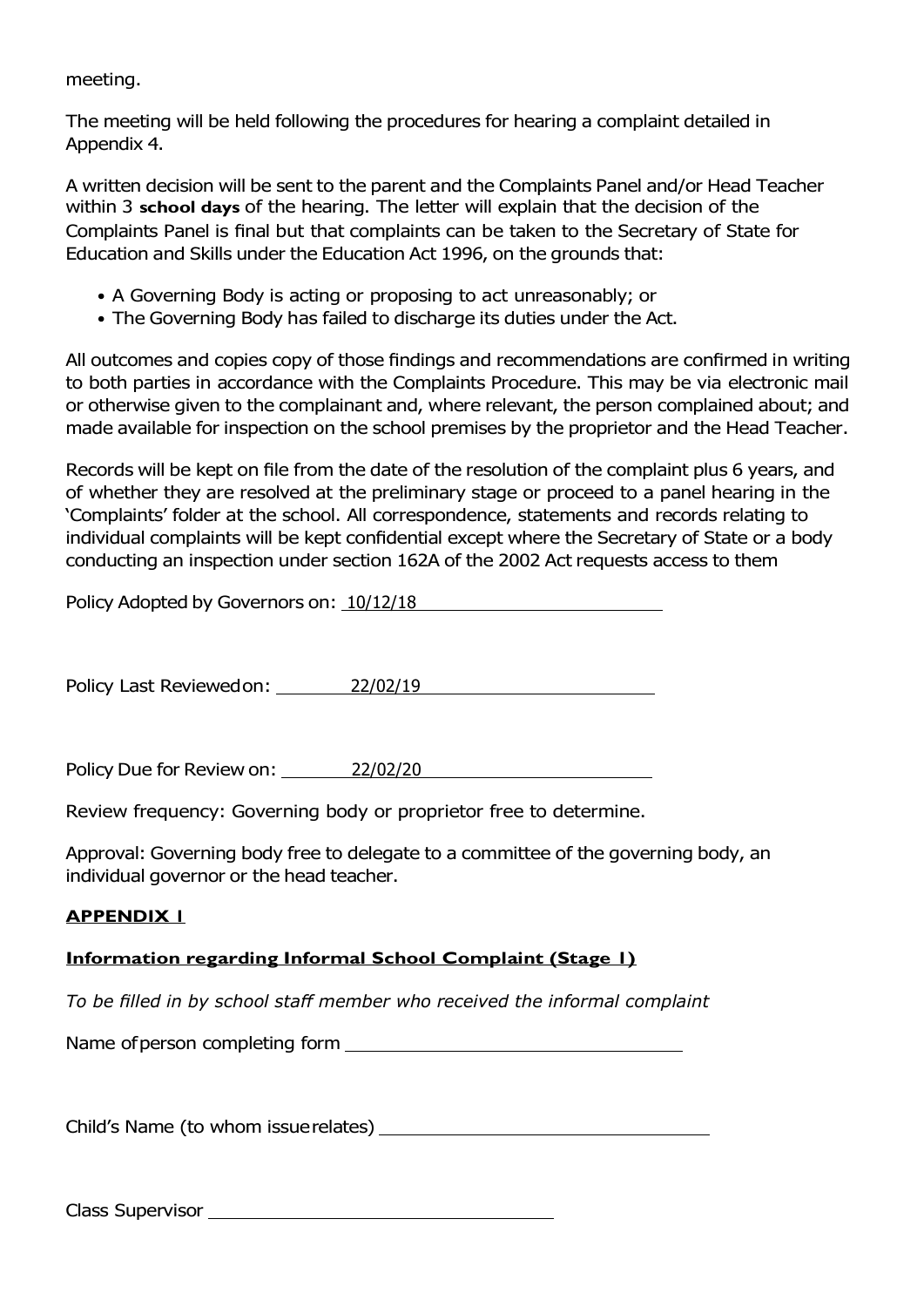meeting.

The meeting will be held following the procedures for hearing a complaint detailed in Appendix 4.

A written decision will be sent to the parent and the Complaints Panel and/or Head Teacher within 3 **school days** of the hearing. The letter will explain that the decision of the Complaints Panel is final but that complaints can be taken to the Secretary of State for Education and Skills under the Education Act 1996, on the grounds that:

- A Governing Body is acting or proposing to act unreasonably; or
- The Governing Body has failed to discharge its duties under the Act.

All outcomes and copies copy of those findings and recommendations are confirmed in writing to both parties in accordance with the Complaints Procedure. This may be via electronic mail or otherwise given to the complainant and, where relevant, the person complained about; and made available for inspection on the school premises by the proprietor and the Head Teacher.

Records will be kept on file from the date of the resolution of the complaint plus 6 years, and of whether they are resolved at the preliminary stage or proceed to a panel hearing in the 'Complaints' folder at the school. All correspondence, statements and records relating to individual complaints will be kept confidential except where the Secretary of State or a body conducting an inspection under section 162A of the 2002 Act requests access to them

Policy Adopted by Governors on: 10/12/18

Policy Last Reviewed on: 22/02/19

Policy Due for Review on: 22/02/20

Review frequency: Governing body or proprietor free to determine.

Approval: Governing body free to delegate to a committee of the governing body, an individual governor or the head teacher.

## APPENDIX 1

### Information regarding Informal School Complaint (Stage 1)

*To be filled in by school staff member who received the informal complaint*

Name of person completing form ______________________________

Child's Name (to whom issue relates) ______________________________

Class Supervisor ______________________________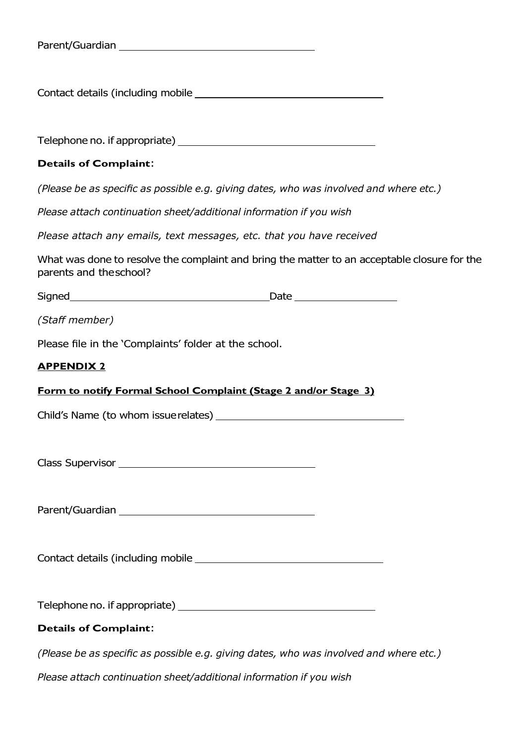Parent/Guardian ___________________________________

Contact details (including mobile ___________________________________

Telephone no. if appropriate) ___________________________________

**Details of Complaint**:

*(Please be as specific as possible e.g. giving dates, who was involved and where etc.)*

*Please attach continuation sheet/additional information if you wish*

*Please attach any emails, text messages, etc. that you have received*

What was done to resolve the complaint and bring the matter to an acceptable closure for the parents and theschool?

Signed___________________________________Date __________________

*(Staff member)*

Please file in the 'Complaints' folder at the school.

**<u>APPENDIX 2</u>**

**<u>Form to notify Formal School Complaint (Stage 2 and/or Stage 3)</u>**

Child's Name (to whom issuerelates) ___________________________________

Class Supervisor ___________________________________

Parent/Guardian ___________________________________

Contact details (including mobile ___________________________________

Telephone no. if appropriate) ___________________________________

**Details of Complaint**:

*(Please be as specific as possible e.g. giving dates, who was involved and where etc.)*

*Please attach continuation sheet/additional information if you wish*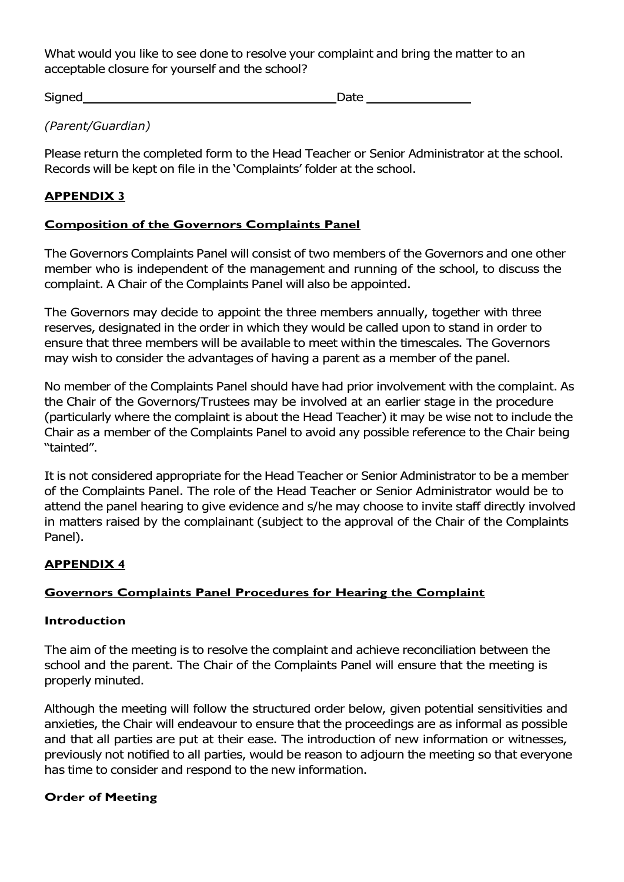What would you like to see done to resolve your complaint and bring the matter to an acceptable closure for yourself and the school?

Signed\_\_\_\_\_\_\_\_\_\_\_\_\_\_\_\_\_\_\_\_\_\_\_\_\_\_\_\_\_\_\_\_\_\_\_\_ Date \_\_\_\_\_\_\_\_\_\_\_\_\_\_\_

*(Parent/Guardian)*

Please return the completed form to the Head Teacher or Senior Administrator at the school. Records will be kept on file in the 'Complaints' folder at the school.

## APPENDIX 3

### Composition of the Governors Complaints Panel

The Governors Complaints Panel will consist of two members of the Governors and one other member who is independent of the management and running of the school, to discuss the complaint. A Chair of the Complaints Panel will also be appointed.

The Governors may decide to appoint the three members annually, together with three reserves, designated in the order in which they would be called upon to stand in order to ensure that three members will be available to meet within the timescales. The Governors may wish to consider the advantages of having a parent as a member of the panel.

No member of the Complaints Panel should have had prior involvement with the complaint. As the Chair of the Governors/Trustees may be involved at an earlier stage in the procedure (particularly where the complaint is about the Head Teacher) it may be wise not to include the Chair as a member of the Complaints Panel to avoid any possible reference to the Chair being "tainted".

It is not considered appropriate for the Head Teacher or Senior Administrator to be a member of the Complaints Panel. The role of the Head Teacher or Senior Administrator would be to attend the panel hearing to give evidence and s/he may choose to invite staff directly involved in matters raised by the complainant (subject to the approval of the Chair of the Complaints Panel).

## APPENDIX 4

### Governors Complaints Panel Procedures for Hearing the Complaint

**Introduction**

The aim of the meeting is to resolve the complaint and achieve reconciliation between the school and the parent. The Chair of the Complaints Panel will ensure that the meeting is properly minuted.

Although the meeting will follow the structured order below, given potential sensitivities and anxieties, the Chair will endeavour to ensure that the proceedings are as informal as possible and that all parties are put at their ease. The introduction of new information or witnesses, previously not notified to all parties, would be reason to adjourn the meeting so that everyone has time to consider and respond to the new information.

**Order of Meeting**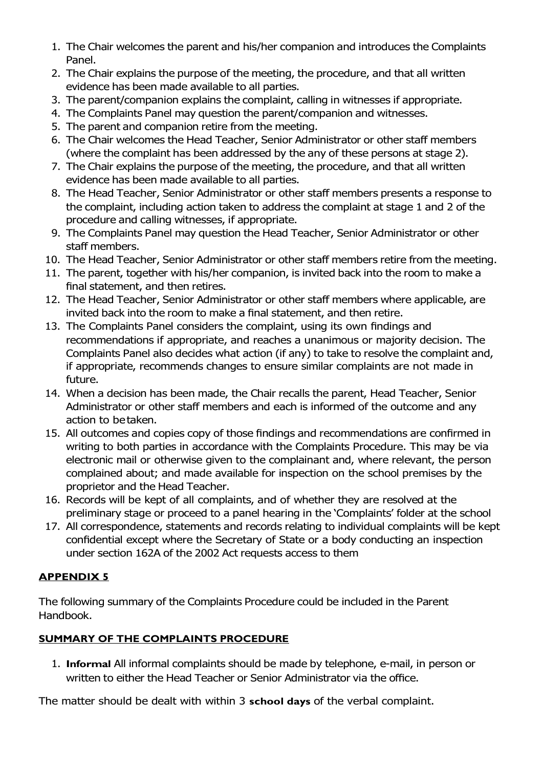1. The Chair welcomes the parent and his/her companion and introduces the Complaints Panel.
2. The Chair explains the purpose of the meeting, the procedure, and that all written evidence has been made available to all parties.
3. The parent/companion explains the complaint, calling in witnesses if appropriate.
4. The Complaints Panel may question the parent/companion and witnesses.
5. The parent and companion retire from the meeting.
6. The Chair welcomes the Head Teacher, Senior Administrator or other staff members (where the complaint has been addressed by the any of these persons at stage 2).
7. The Chair explains the purpose of the meeting, the procedure, and that all written evidence has been made available to all parties.
8. The Head Teacher, Senior Administrator or other staff members presents a response to the complaint, including action taken to address the complaint at stage 1 and 2 of the procedure and calling witnesses, if appropriate.
9. The Complaints Panel may question the Head Teacher, Senior Administrator or other staff members.
10. The Head Teacher, Senior Administrator or other staff members retire from the meeting.
11. The parent, together with his/her companion, is invited back into the room to make a final statement, and then retires.
12. The Head Teacher, Senior Administrator or other staff members where applicable, are invited back into the room to make a final statement, and then retire.
13. The Complaints Panel considers the complaint, using its own findings and recommendations if appropriate, and reaches a unanimous or majority decision. The Complaints Panel also decides what action (if any) to take to resolve the complaint and, if appropriate, recommends changes to ensure similar complaints are not made in future.
14. When a decision has been made, the Chair recalls the parent, Head Teacher, Senior Administrator or other staff members and each is informed of the outcome and any action to be taken.
15. All outcomes and copies copy of those findings and recommendations are confirmed in writing to both parties in accordance with the Complaints Procedure. This may be via electronic mail or otherwise given to the complainant and, where relevant, the person complained about; and made available for inspection on the school premises by the proprietor and the Head Teacher.
16. Records will be kept of all complaints, and of whether they are resolved at the preliminary stage or proceed to a panel hearing in the 'Complaints' folder at the school
17. All correspondence, statements and records relating to individual complaints will be kept confidential except where the Secretary of State or a body conducting an inspection under section 162A of the 2002 Act requests access to them

## APPENDIX 5

The following summary of the Complaints Procedure could be included in the Parent Handbook.

### SUMMARY OF THE COMPLAINTS PROCEDURE

1. **Informal** All informal complaints should be made by telephone, e-mail, in person or written to either the Head Teacher or Senior Administrator via the office.

The matter should be dealt with within 3 **school days** of the verbal complaint.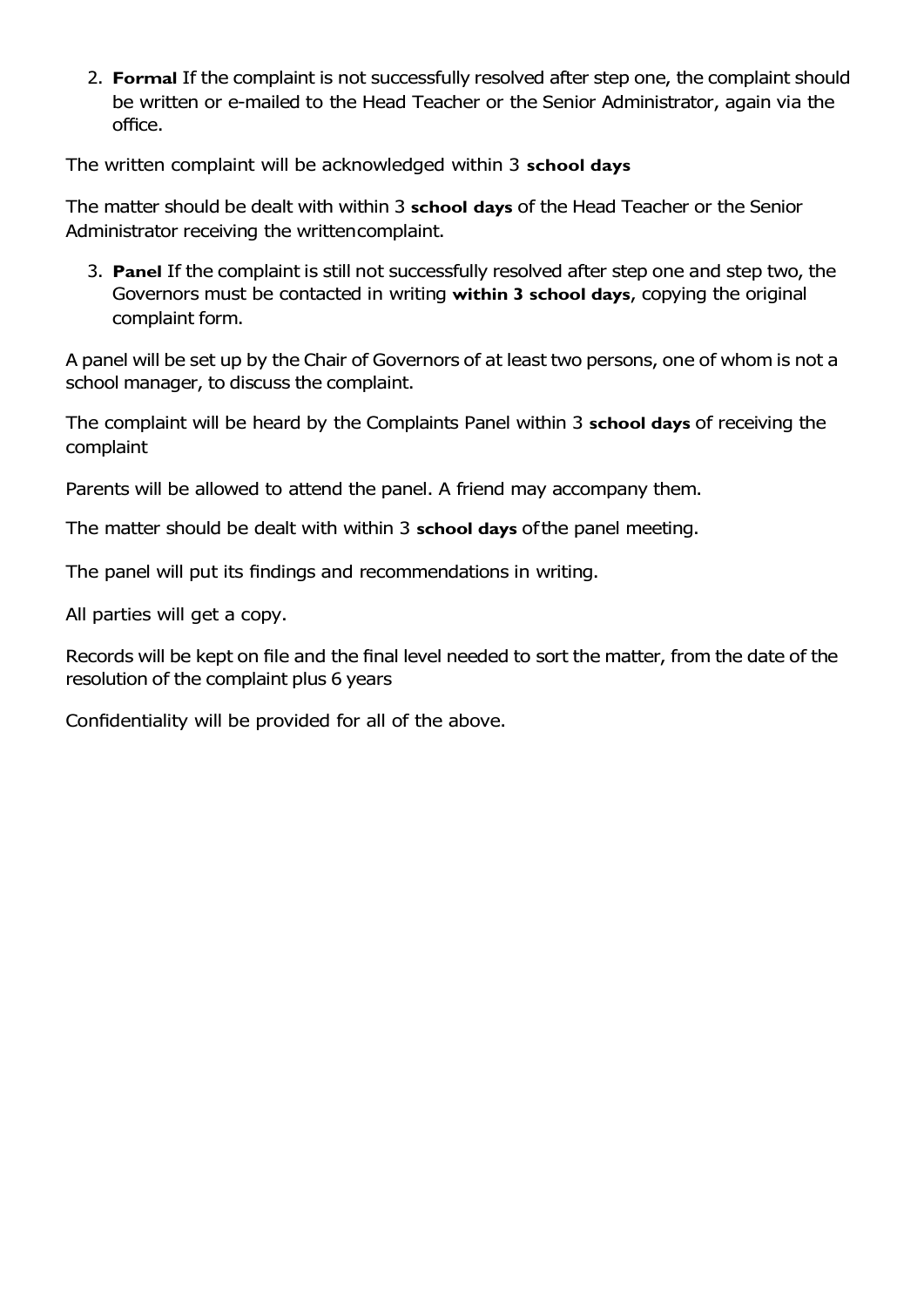2. **Formal** If the complaint is not successfully resolved after step one, the complaint should be written or e-mailed to the Head Teacher or the Senior Administrator, again via the office.

The written complaint will be acknowledged within 3 **school days**

The matter should be dealt with within 3 **school days** of the Head Teacher or the Senior Administrator receiving the writtencomplaint.

3. **Panel** If the complaint is still not successfully resolved after step one and step two, the Governors must be contacted in writing **within 3 school days**, copying the original complaint form.

A panel will be set up by the Chair of Governors of at least two persons, one of whom is not a school manager, to discuss the complaint.

The complaint will be heard by the Complaints Panel within 3 **school days** of receiving the complaint

Parents will be allowed to attend the panel. A friend may accompany them.

The matter should be dealt with within 3 **school days** ofthe panel meeting.

The panel will put its findings and recommendations in writing.

All parties will get a copy.

Records will be kept on file and the final level needed to sort the matter, from the date of the resolution of the complaint plus 6 years

Confidentiality will be provided for all of the above.